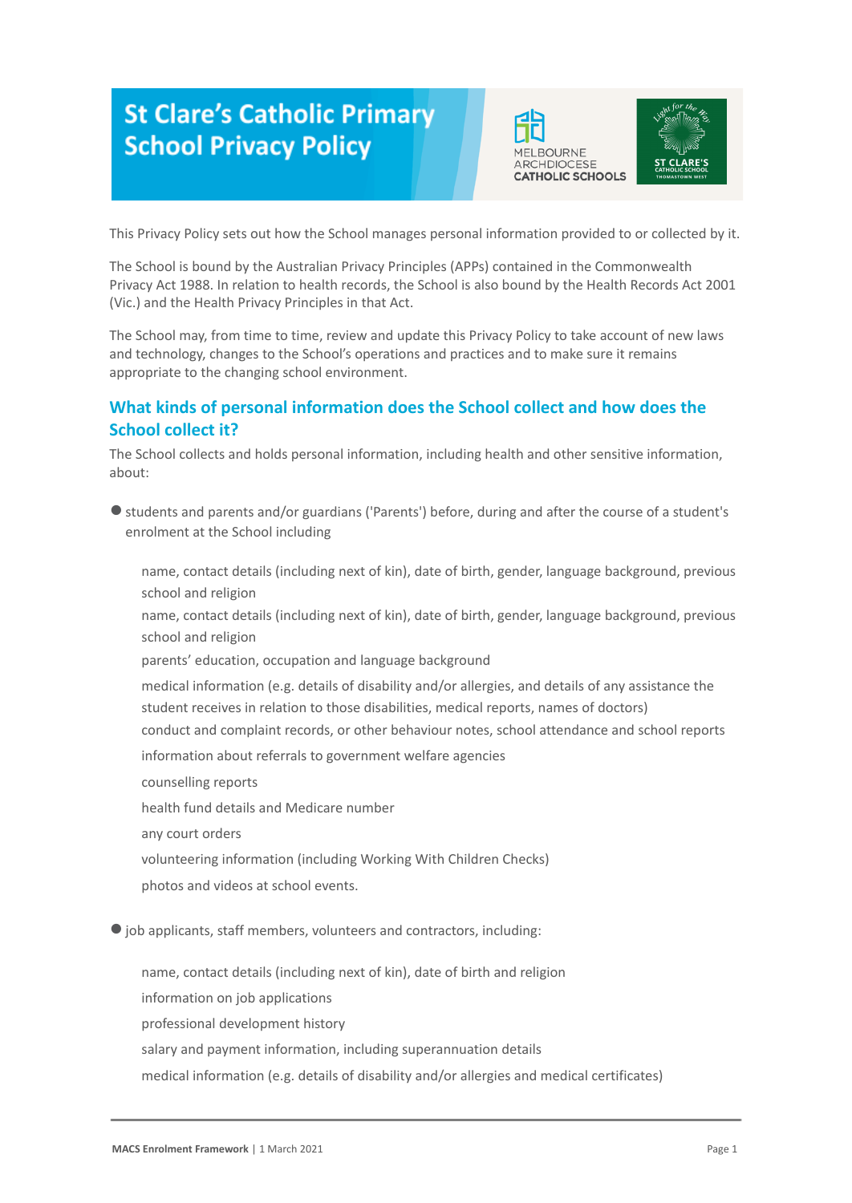# St Clare's Catholic Primary School Privacy Policy

This Privacy Policy sets out how the School manages personal information provided to or collected by it.

The School is bound by the Australian Privacy Principles (APPs) contained in the Commonwealth Privacy Act 1988. In relation to health records, the School is also bound by the Health Records Act 2001 (Vic.) and the Health Privacy Principles in that Act.

The School may, from time to time, review and update this Privacy Policy to take account of new laws and technology, changes to the School's operations and practices and to make sure it remains appropriate to the changing school environment.

## What kinds of personal information does the School collect and how does the School collect it?

The School collects and holds personal information, including health and other sensitive information, about:

- students and parents and/or guardians ('Parents') before, during and after the course of a student's enrolment at the School including
  - name, contact details (including next of kin), date of birth, gender, language background, previous school and religion
  - name, contact details (including next of kin), date of birth, gender, language background, previous school and religion
  - parents' education, occupation and language background
  - medical information (e.g. details of disability and/or allergies, and details of any assistance the student receives in relation to those disabilities, medical reports, names of doctors)
  - conduct and complaint records, or other behaviour notes, school attendance and school reports
  - information about referrals to government welfare agencies
  - counselling reports
  - health fund details and Medicare number
  - any court orders
  - volunteering information (including Working With Children Checks)
  - photos and videos at school events.

- job applicants, staff members, volunteers and contractors, including:
  - name, contact details (including next of kin), date of birth and religion
  - information on job applications
  - professional development history
  - salary and payment information, including superannuation details
  - medical information (e.g. details of disability and/or allergies and medical certificates)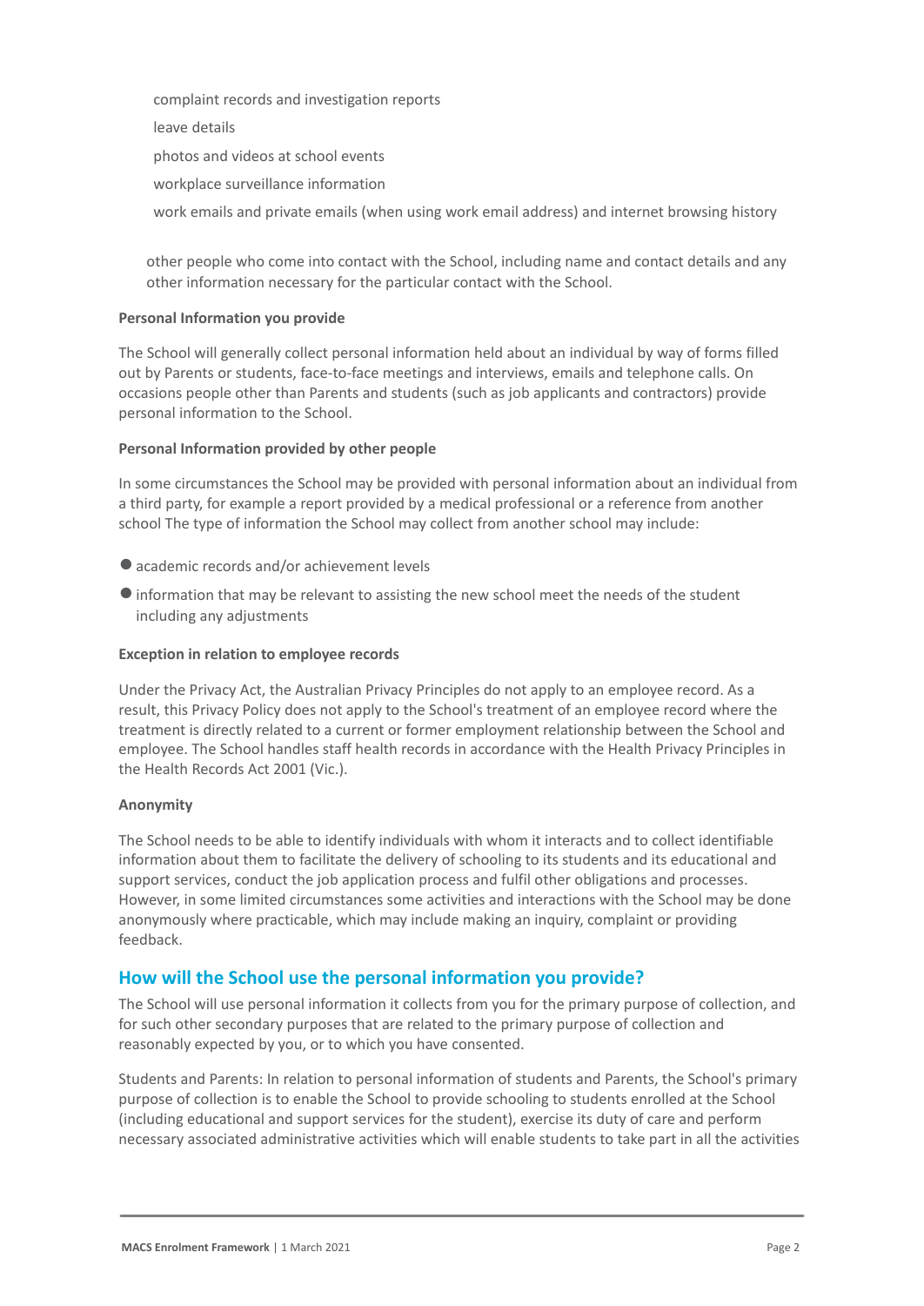- complaint records and investigation reports
- leave details
- photos and videos at school events
- workplace surveillance information
- work emails and private emails (when using work email address) and internet browsing history

other people who come into contact with the School, including name and contact details and any other information necessary for the particular contact with the School.

**Personal Information you provide**

The School will generally collect personal information held about an individual by way of forms filled out by Parents or students, face-to-face meetings and interviews, emails and telephone calls. On occasions people other than Parents and students (such as job applicants and contractors) provide personal information to the School.

**Personal Information provided by other people**

In some circumstances the School may be provided with personal information about an individual from a third party, for example a report provided by a medical professional or a reference from another school The type of information the School may collect from another school may include:

- academic records and/or achievement levels
- information that may be relevant to assisting the new school meet the needs of the student including any adjustments

**Exception in relation to employee records**

Under the Privacy Act, the Australian Privacy Principles do not apply to an employee record. As a result, this Privacy Policy does not apply to the School's treatment of an employee record where the treatment is directly related to a current or former employment relationship between the School and employee. The School handles staff health records in accordance with the Health Privacy Principles in the Health Records Act 2001 (Vic.).

**Anonymity**

The School needs to be able to identify individuals with whom it interacts and to collect identifiable information about them to facilitate the delivery of schooling to its students and its educational and support services, conduct the job application process and fulfil other obligations and processes. However, in some limited circumstances some activities and interactions with the School may be done anonymously where practicable, which may include making an inquiry, complaint or providing feedback.

## How will the School use the personal information you provide?

The School will use personal information it collects from you for the primary purpose of collection, and for such other secondary purposes that are related to the primary purpose of collection and reasonably expected by you, or to which you have consented.

Students and Parents: In relation to personal information of students and Parents, the School's primary purpose of collection is to enable the School to provide schooling to students enrolled at the School (including educational and support services for the student), exercise its duty of care and perform necessary associated administrative activities which will enable students to take part in all the activities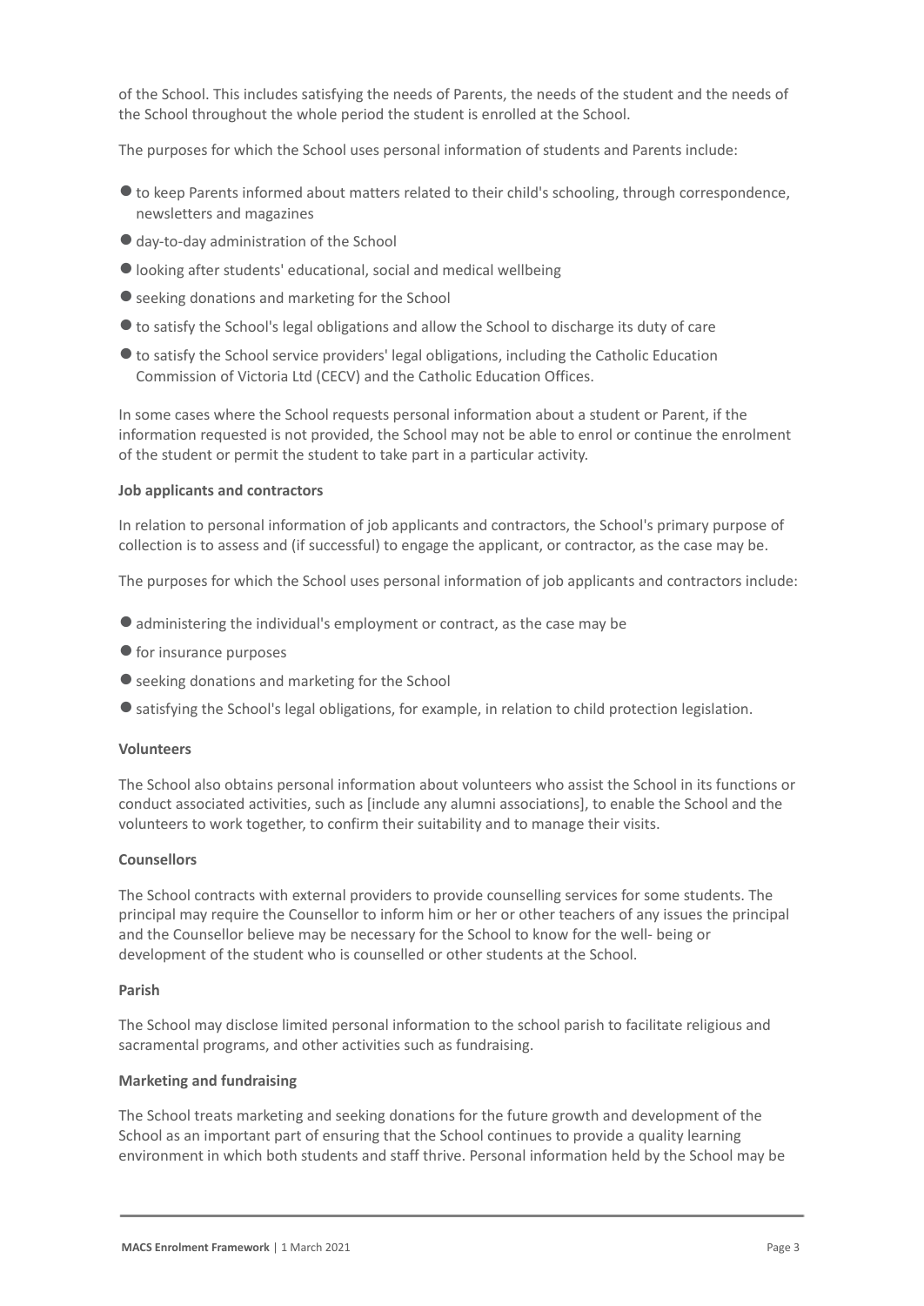of the School. This includes satisfying the needs of Parents, the needs of the student and the needs of the School throughout the whole period the student is enrolled at the School.

The purposes for which the School uses personal information of students and Parents include:

- to keep Parents informed about matters related to their child's schooling, through correspondence, newsletters and magazines
- day-to-day administration of the School
- looking after students' educational, social and medical wellbeing
- seeking donations and marketing for the School
- to satisfy the School's legal obligations and allow the School to discharge its duty of care
- to satisfy the School service providers' legal obligations, including the Catholic Education Commission of Victoria Ltd (CECV) and the Catholic Education Offices.

In some cases where the School requests personal information about a student or Parent, if the information requested is not provided, the School may not be able to enrol or continue the enrolment of the student or permit the student to take part in a particular activity.

**Job applicants and contractors**

In relation to personal information of job applicants and contractors, the School's primary purpose of collection is to assess and (if successful) to engage the applicant, or contractor, as the case may be.

The purposes for which the School uses personal information of job applicants and contractors include:

- administering the individual's employment or contract, as the case may be
- for insurance purposes
- seeking donations and marketing for the School
- satisfying the School's legal obligations, for example, in relation to child protection legislation.

**Volunteers**

The School also obtains personal information about volunteers who assist the School in its functions or conduct associated activities, such as [include any alumni associations], to enable the School and the volunteers to work together, to confirm their suitability and to manage their visits.

**Counsellors**

The School contracts with external providers to provide counselling services for some students. The principal may require the Counsellor to inform him or her or other teachers of any issues the principal and the Counsellor believe may be necessary for the School to know for the well- being or development of the student who is counselled or other students at the School.

**Parish**

The School may disclose limited personal information to the school parish to facilitate religious and sacramental programs, and other activities such as fundraising.

**Marketing and fundraising**

The School treats marketing and seeking donations for the future growth and development of the School as an important part of ensuring that the School continues to provide a quality learning environment in which both students and staff thrive. Personal information held by the School may be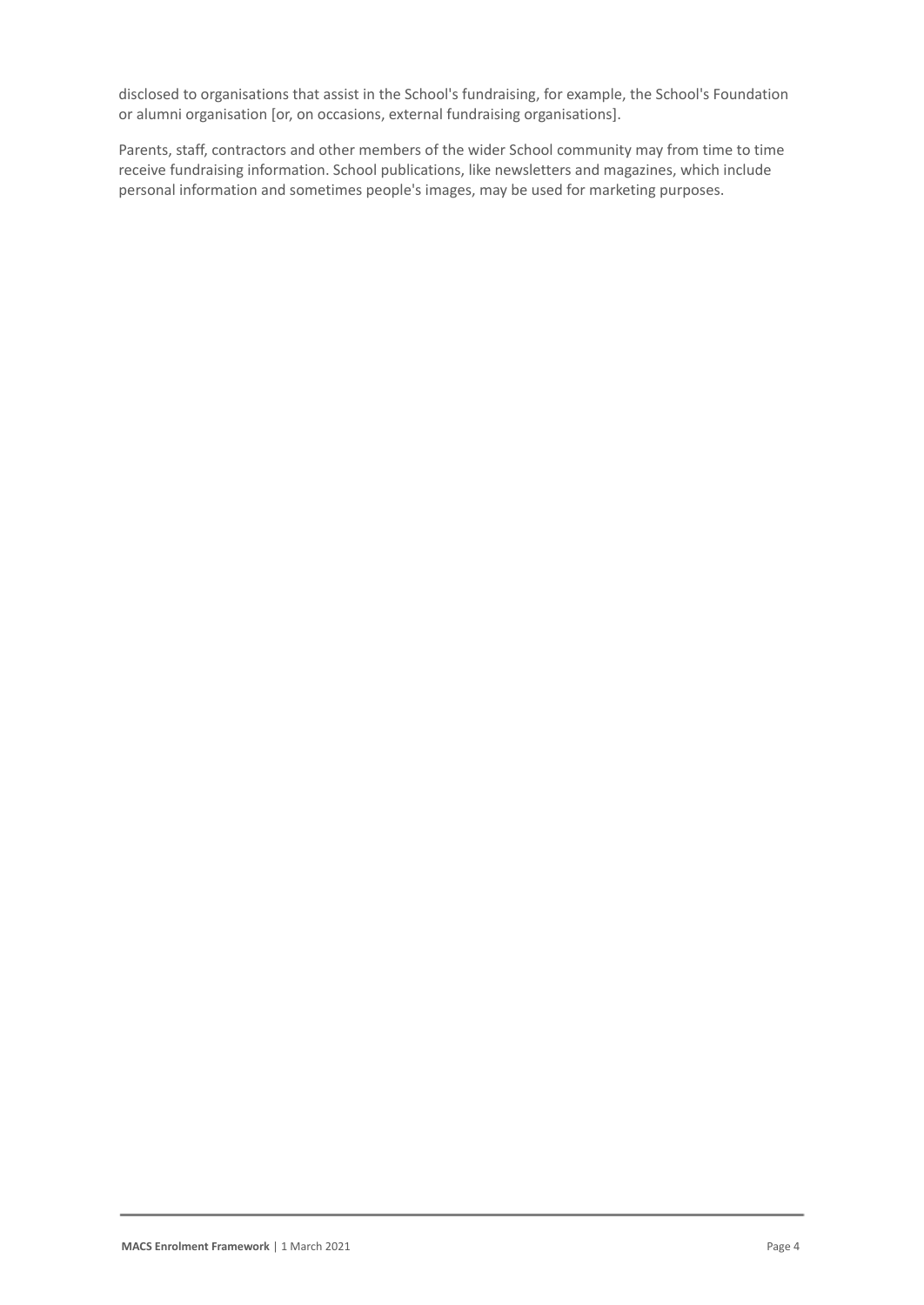disclosed to organisations that assist in the School's fundraising, for example, the School's Foundation or alumni organisation [or, on occasions, external fundraising organisations].

Parents, staff, contractors and other members of the wider School community may from time to time receive fundraising information. School publications, like newsletters and magazines, which include personal information and sometimes people's images, may be used for marketing purposes.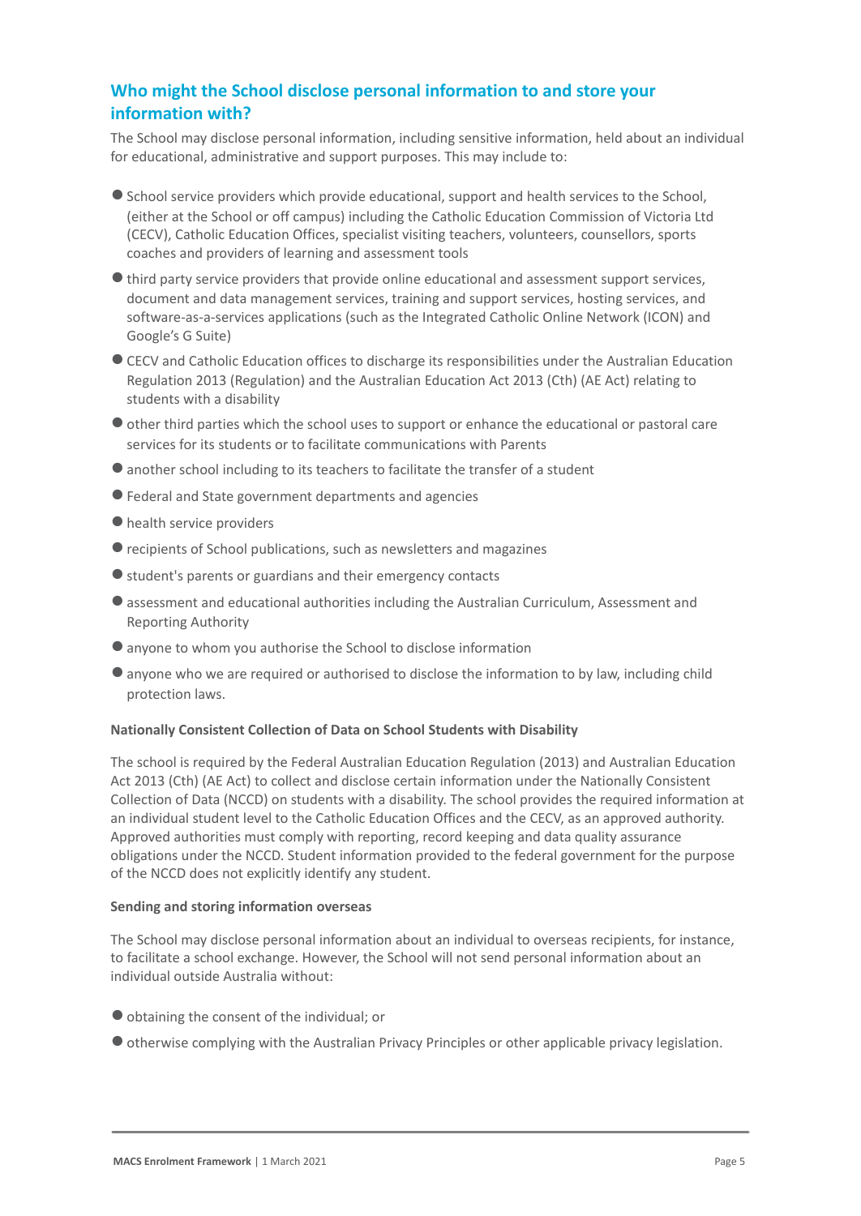## Who might the School disclose personal information to and store your information with?

The School may disclose personal information, including sensitive information, held about an individual for educational, administrative and support purposes. This may include to:

- School service providers which provide educational, support and health services to the School, (either at the School or off campus) including the Catholic Education Commission of Victoria Ltd (CECV), Catholic Education Offices, specialist visiting teachers, volunteers, counsellors, sports coaches and providers of learning and assessment tools
- third party service providers that provide online educational and assessment support services, document and data management services, training and support services, hosting services, and software-as-a-services applications (such as the Integrated Catholic Online Network (ICON) and Google's G Suite)
- CECV and Catholic Education offices to discharge its responsibilities under the Australian Education Regulation 2013 (Regulation) and the Australian Education Act 2013 (Cth) (AE Act) relating to students with a disability
- other third parties which the school uses to support or enhance the educational or pastoral care services for its students or to facilitate communications with Parents
- another school including to its teachers to facilitate the transfer of a student
- Federal and State government departments and agencies
- health service providers
- recipients of School publications, such as newsletters and magazines
- student's parents or guardians and their emergency contacts
- assessment and educational authorities including the Australian Curriculum, Assessment and Reporting Authority
- anyone to whom you authorise the School to disclose information
- anyone who we are required or authorised to disclose the information to by law, including child protection laws.

**Nationally Consistent Collection of Data on School Students with Disability**

The school is required by the Federal Australian Education Regulation (2013) and Australian Education Act 2013 (Cth) (AE Act) to collect and disclose certain information under the Nationally Consistent Collection of Data (NCCD) on students with a disability. The school provides the required information at an individual student level to the Catholic Education Offices and the CECV, as an approved authority. Approved authorities must comply with reporting, record keeping and data quality assurance obligations under the NCCD. Student information provided to the federal government for the purpose of the NCCD does not explicitly identify any student.

**Sending and storing information overseas**

The School may disclose personal information about an individual to overseas recipients, for instance, to facilitate a school exchange. However, the School will not send personal information about an individual outside Australia without:

- obtaining the consent of the individual; or
- otherwise complying with the Australian Privacy Principles or other applicable privacy legislation.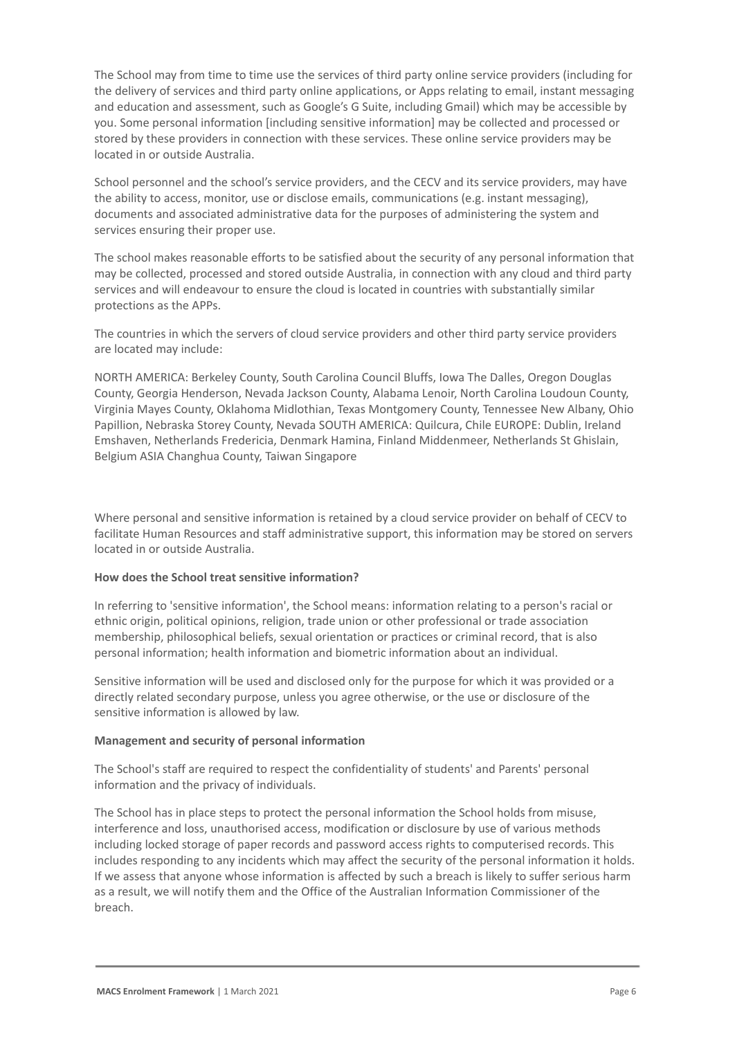The School may from time to time use the services of third party online service providers (including for the delivery of services and third party online applications, or Apps relating to email, instant messaging and education and assessment, such as Google's G Suite, including Gmail) which may be accessible by you. Some personal information [including sensitive information] may be collected and processed or stored by these providers in connection with these services. These online service providers may be located in or outside Australia.

School personnel and the school's service providers, and the CECV and its service providers, may have the ability to access, monitor, use or disclose emails, communications (e.g. instant messaging), documents and associated administrative data for the purposes of administering the system and services ensuring their proper use.

The school makes reasonable efforts to be satisfied about the security of any personal information that may be collected, processed and stored outside Australia, in connection with any cloud and third party services and will endeavour to ensure the cloud is located in countries with substantially similar protections as the APPs.

The countries in which the servers of cloud service providers and other third party service providers are located may include:

NORTH AMERICA: Berkeley County, South Carolina Council Bluffs, Iowa The Dalles, Oregon Douglas County, Georgia Henderson, Nevada Jackson County, Alabama Lenoir, North Carolina Loudoun County, Virginia Mayes County, Oklahoma Midlothian, Texas Montgomery County, Tennessee New Albany, Ohio Papillion, Nebraska Storey County, Nevada SOUTH AMERICA: Quilcura, Chile EUROPE: Dublin, Ireland Emshaven, Netherlands Fredericia, Denmark Hamina, Finland Middenmeer, Netherlands St Ghislain, Belgium ASIA Changhua County, Taiwan Singapore

Where personal and sensitive information is retained by a cloud service provider on behalf of CECV to facilitate Human Resources and staff administrative support, this information may be stored on servers located in or outside Australia.

**How does the School treat sensitive information?**

In referring to 'sensitive information', the School means: information relating to a person's racial or ethnic origin, political opinions, religion, trade union or other professional or trade association membership, philosophical beliefs, sexual orientation or practices or criminal record, that is also personal information; health information and biometric information about an individual.

Sensitive information will be used and disclosed only for the purpose for which it was provided or a directly related secondary purpose, unless you agree otherwise, or the use or disclosure of the sensitive information is allowed by law.

**Management and security of personal information**

The School's staff are required to respect the confidentiality of students' and Parents' personal information and the privacy of individuals.

The School has in place steps to protect the personal information the School holds from misuse, interference and loss, unauthorised access, modification or disclosure by use of various methods including locked storage of paper records and password access rights to computerised records. This includes responding to any incidents which may affect the security of the personal information it holds. If we assess that anyone whose information is affected by such a breach is likely to suffer serious harm as a result, we will notify them and the Office of the Australian Information Commissioner of the breach.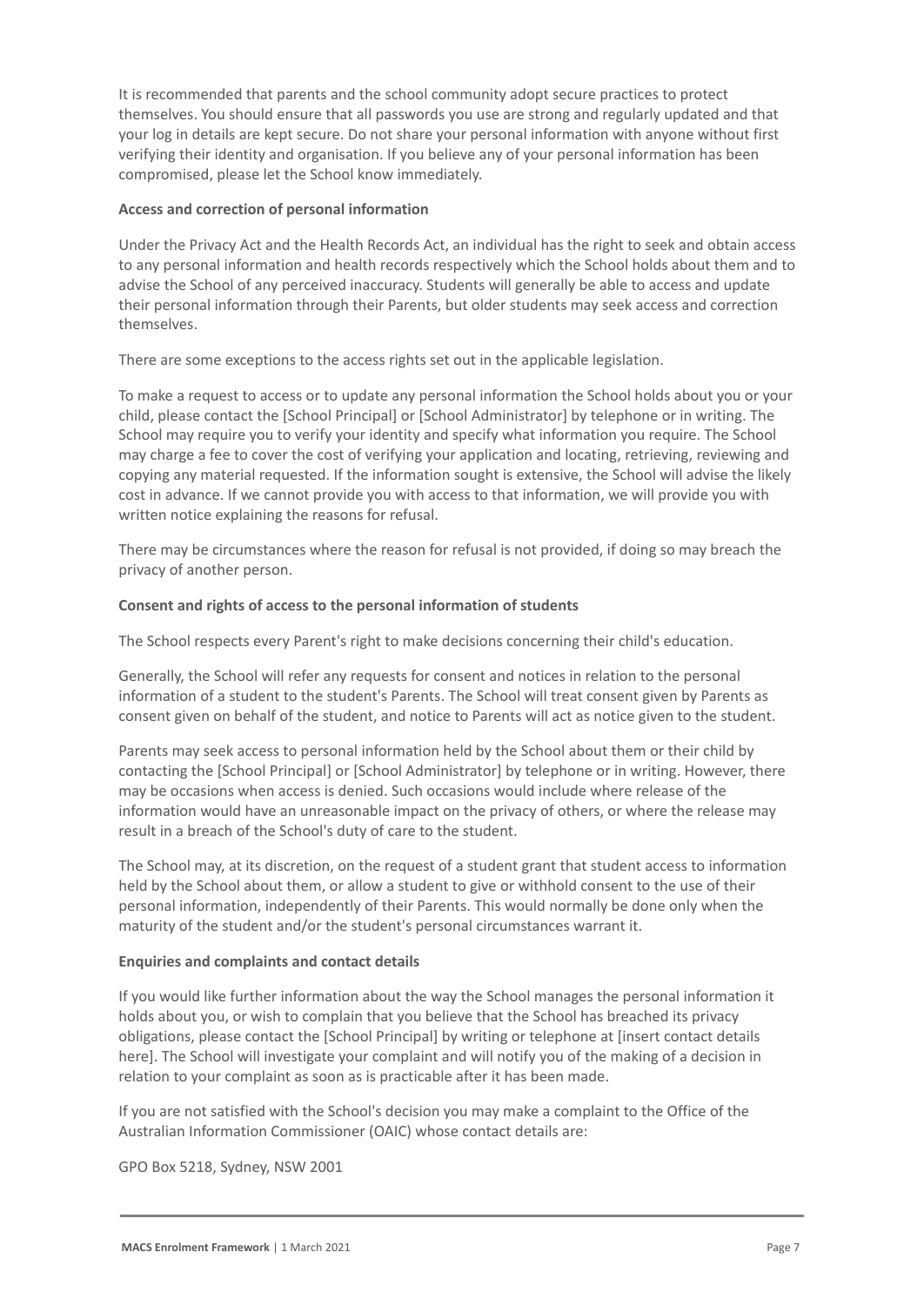It is recommended that parents and the school community adopt secure practices to protect themselves. You should ensure that all passwords you use are strong and regularly updated and that your log in details are kept secure. Do not share your personal information with anyone without first verifying their identity and organisation. If you believe any of your personal information has been compromised, please let the School know immediately.

**Access and correction of personal information**

Under the Privacy Act and the Health Records Act, an individual has the right to seek and obtain access to any personal information and health records respectively which the School holds about them and to advise the School of any perceived inaccuracy. Students will generally be able to access and update their personal information through their Parents, but older students may seek access and correction themselves.

There are some exceptions to the access rights set out in the applicable legislation.

To make a request to access or to update any personal information the School holds about you or your child, please contact the [School Principal] or [School Administrator] by telephone or in writing. The School may require you to verify your identity and specify what information you require. The School may charge a fee to cover the cost of verifying your application and locating, retrieving, reviewing and copying any material requested. If the information sought is extensive, the School will advise the likely cost in advance. If we cannot provide you with access to that information, we will provide you with written notice explaining the reasons for refusal.

There may be circumstances where the reason for refusal is not provided, if doing so may breach the privacy of another person.

**Consent and rights of access to the personal information of students**

The School respects every Parent's right to make decisions concerning their child's education.

Generally, the School will refer any requests for consent and notices in relation to the personal information of a student to the student's Parents. The School will treat consent given by Parents as consent given on behalf of the student, and notice to Parents will act as notice given to the student.

Parents may seek access to personal information held by the School about them or their child by contacting the [School Principal] or [School Administrator] by telephone or in writing. However, there may be occasions when access is denied. Such occasions would include where release of the information would have an unreasonable impact on the privacy of others, or where the release may result in a breach of the School's duty of care to the student.

The School may, at its discretion, on the request of a student grant that student access to information held by the School about them, or allow a student to give or withhold consent to the use of their personal information, independently of their Parents. This would normally be done only when the maturity of the student and/or the student's personal circumstances warrant it.

**Enquiries and complaints and contact details**

If you would like further information about the way the School manages the personal information it holds about you, or wish to complain that you believe that the School has breached its privacy obligations, please contact the [School Principal] by writing or telephone at [insert contact details here]. The School will investigate your complaint and will notify you of the making of a decision in relation to your complaint as soon as is practicable after it has been made.

If you are not satisfied with the School's decision you may make a complaint to the Office of the Australian Information Commissioner (OAIC) whose contact details are:

GPO Box 5218, Sydney, NSW 2001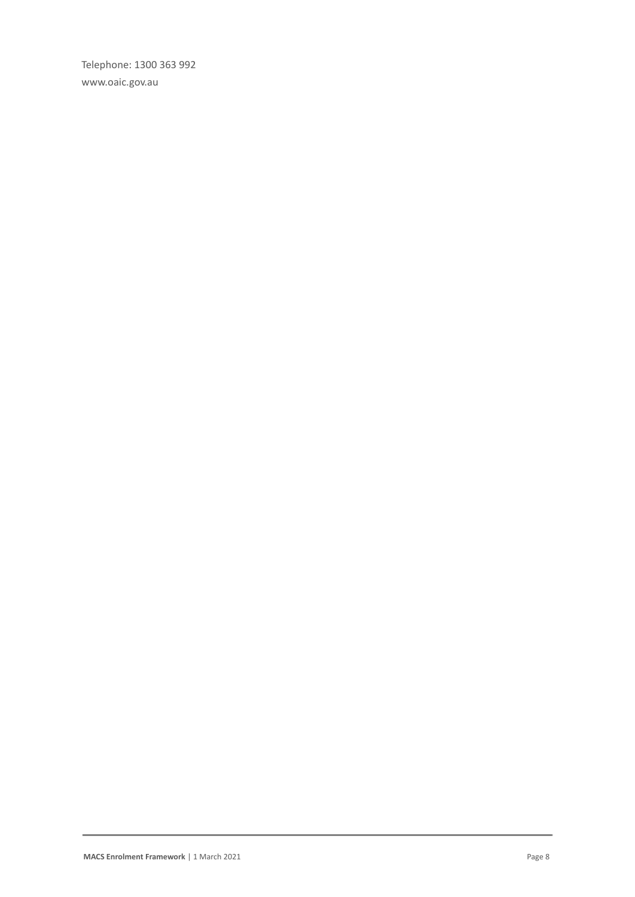Telephone: 1300 363 992

www.oaic.gov.au